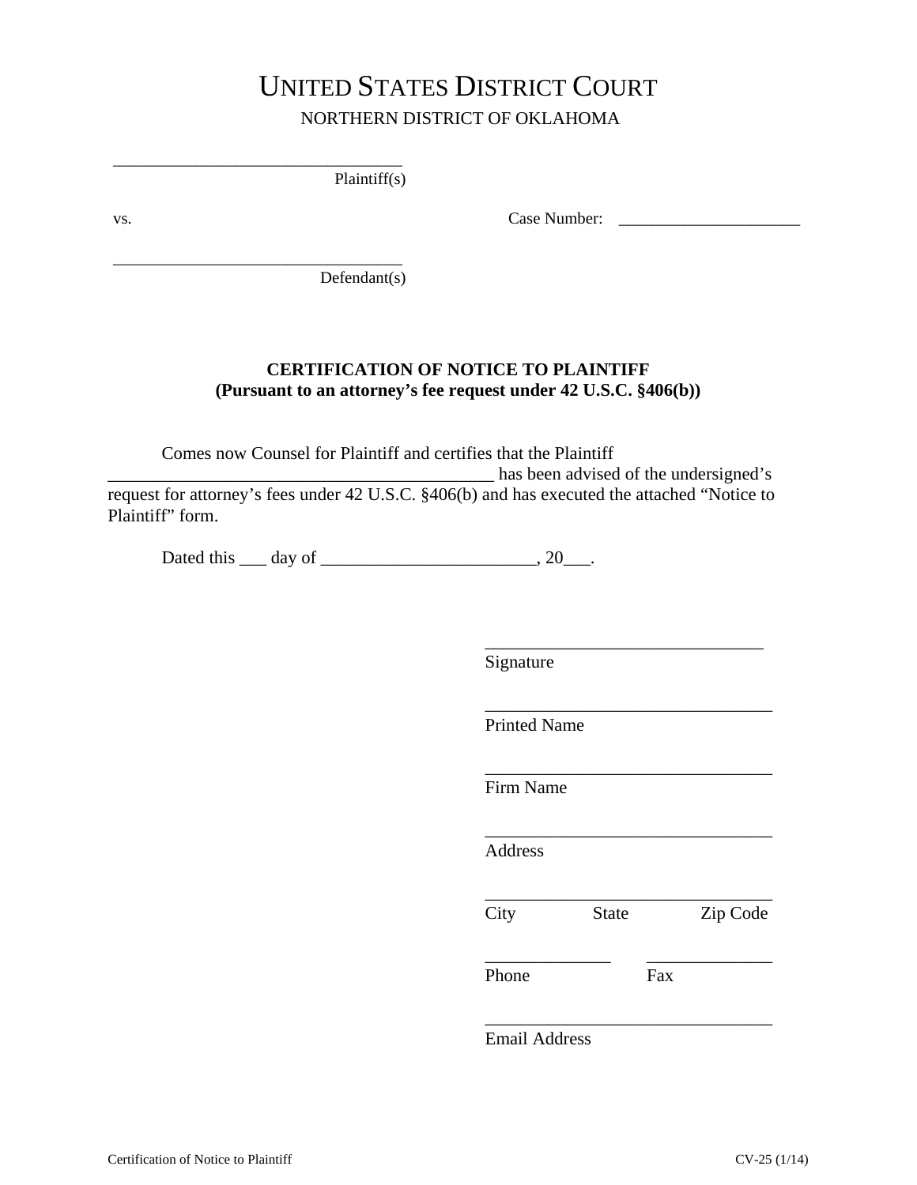# UNITED STATES DISTRICT COURT

NORTHERN DISTRICT OF OKLAHOMA

__________________________________
Plaintiff(s)

vs. Case Number: ______________________

__________________________________
Defendant(s)

**CERTIFICATION OF NOTICE TO PLAINTIFF**
**(Pursuant to an attorney's fee request under 42 U.S.C. §406(b))**

Comes now Counsel for Plaintiff and certifies that the Plaintiff ____________________________________________ has been advised of the undersigned's request for attorney's fees under 42 U.S.C. §406(b) and has executed the attached "Notice to Plaintiff" form.

Dated this ___ day of ________________________, 20___.

________________________________
Signature

________________________________
Printed Name

________________________________
Firm Name

________________________________
Address

________________________________
City State Zip Code

______________ ______________
Phone Fax

________________________________
Email Address

Certification of Notice to Plaintiff CV-25 (1/14)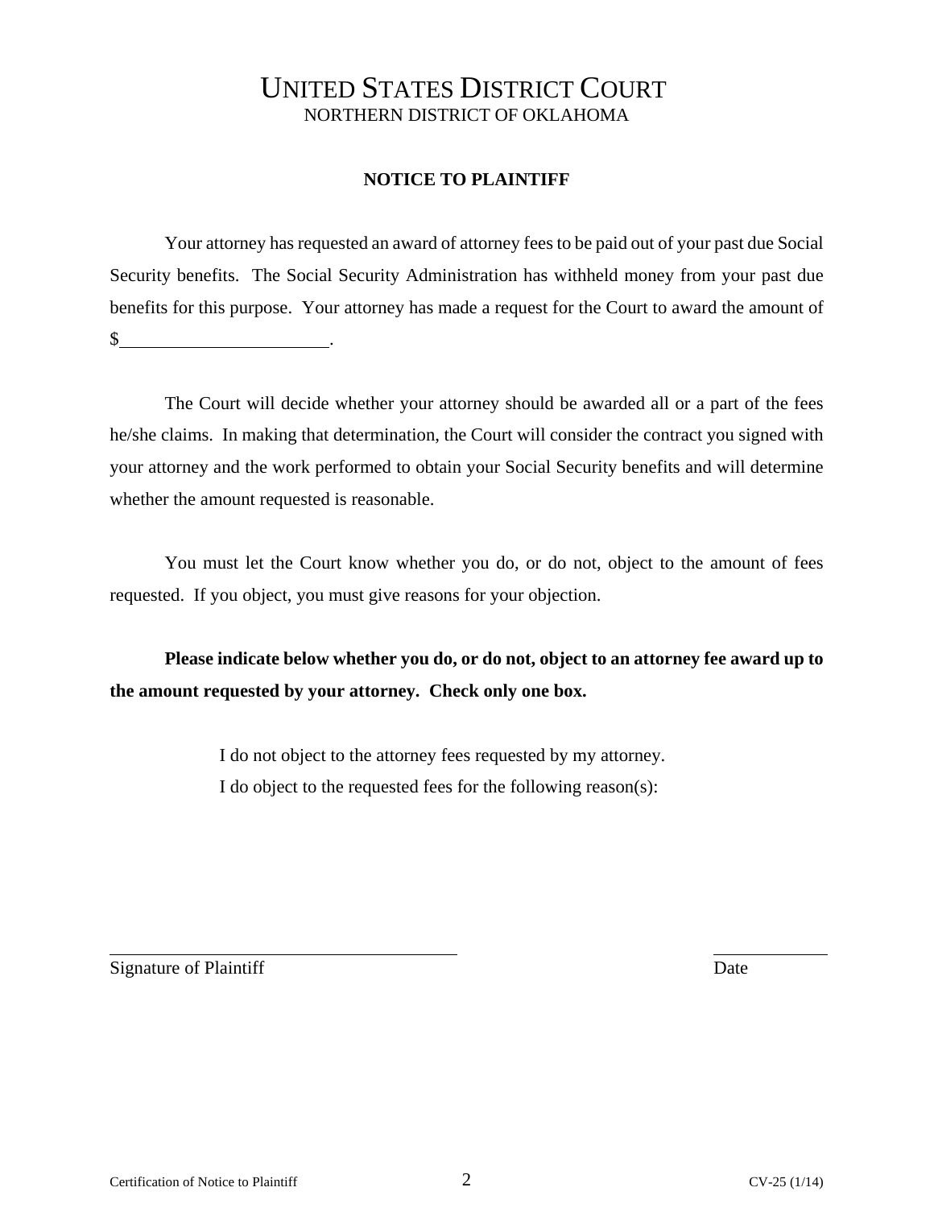# UNITED STATES DISTRICT COURT
NORTHERN DISTRICT OF OKLAHOMA

**NOTICE TO PLAINTIFF**

Your attorney has requested an award of attorney fees to be paid out of your past due Social Security benefits. The Social Security Administration has withheld money from your past due benefits for this purpose. Your attorney has made a request for the Court to award the amount of $______________________.

The Court will decide whether your attorney should be awarded all or a part of the fees he/she claims. In making that determination, the Court will consider the contract you signed with your attorney and the work performed to obtain your Social Security benefits and will determine whether the amount requested is reasonable.

You must let the Court know whether you do, or do not, object to the amount of fees requested. If you object, you must give reasons for your objection.

**Please indicate below whether you do, or do not, object to an attorney fee award up to the amount requested by your attorney. Check only one box.**

I do not object to the attorney fees requested by my attorney.

I do object to the requested fees for the following reason(s):

_______________________________________ ____________

Signature of Plaintiff Date

Certification of Notice to Plaintiff CV-25 (1/14)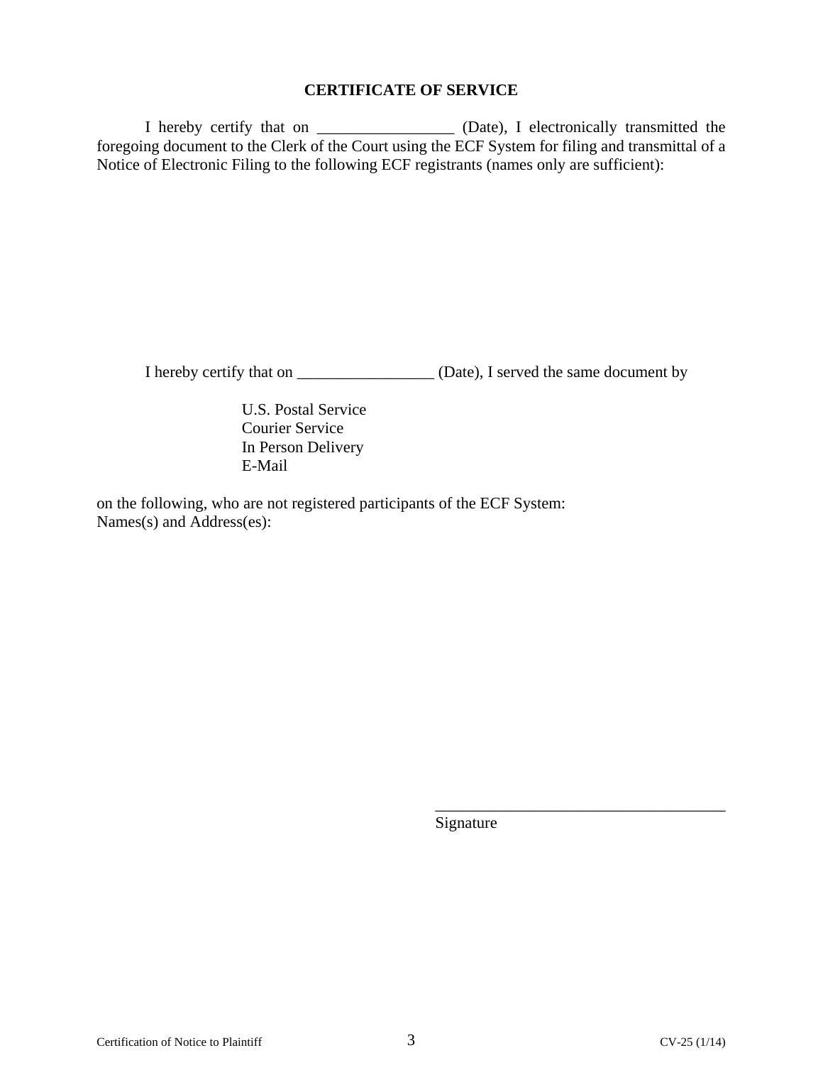### CERTIFICATE OF SERVICE

I hereby certify that on _________________ (Date), I electronically transmitted the foregoing document to the Clerk of the Court using the ECF System for filing and transmittal of a Notice of Electronic Filing to the following ECF registrants (names only are sufficient):

I hereby certify that on _________________ (Date), I served the same document by

U.S. Postal Service
Courier Service
In Person Delivery
E-Mail

on the following, who are not registered participants of the ECF System:
Names(s) and Address(es):

_____________________________________
Signature

Certification of Notice to Plaintiff CV-25 (1/14)